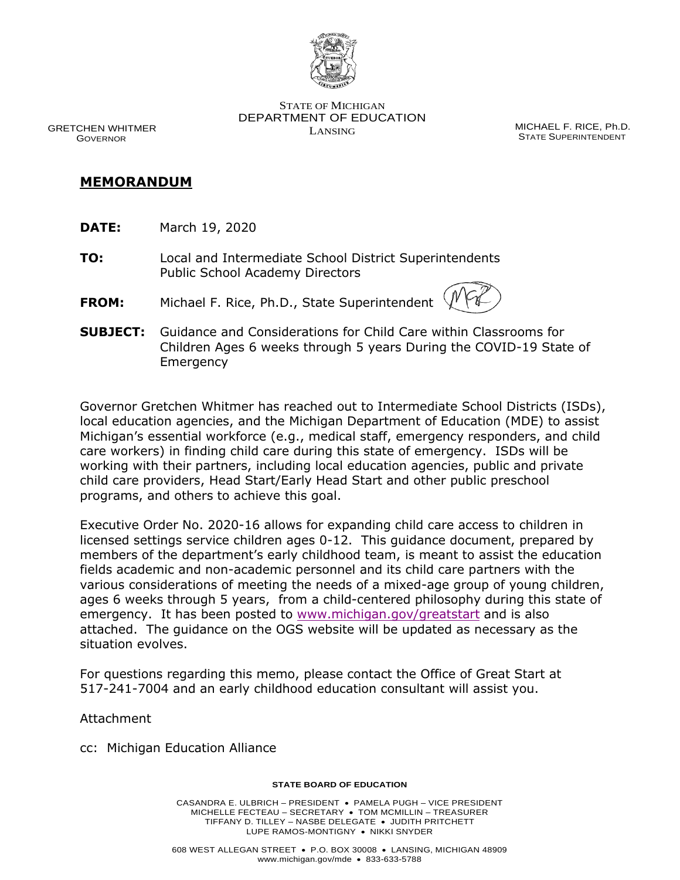STATE OF MICHIGAN
DEPARTMENT OF EDUCATION
LANSING

GRETCHEN WHITMER
GOVERNOR

MICHAEL F. RICE, Ph.D.
STATE SUPERINTENDENT

# MEMORANDUM

**DATE:** March 19, 2020

**TO:** Local and Intermediate School District Superintendents
Public School Academy Directors

**FROM:** Michael F. Rice, Ph.D., State Superintendent

**SUBJECT:** Guidance and Considerations for Child Care within Classrooms for Children Ages 6 weeks through 5 years During the COVID-19 State of Emergency

Governor Gretchen Whitmer has reached out to Intermediate School Districts (ISDs), local education agencies, and the Michigan Department of Education (MDE) to assist Michigan's essential workforce (e.g., medical staff, emergency responders, and child care workers) in finding child care during this state of emergency. ISDs will be working with their partners, including local education agencies, public and private child care providers, Head Start/Early Head Start and other public preschool programs, and others to achieve this goal.

Executive Order No. 2020-16 allows for expanding child care access to children in licensed settings service children ages 0-12. This guidance document, prepared by members of the department's early childhood team, is meant to assist the education fields academic and non-academic personnel and its child care partners with the various considerations of meeting the needs of a mixed-age group of young children, ages 6 weeks through 5 years, from a child-centered philosophy during this state of emergency. It has been posted to www.michigan.gov/greatstart and is also attached. The guidance on the OGS website will be updated as necessary as the situation evolves.

For questions regarding this memo, please contact the Office of Great Start at 517-241-7004 and an early childhood education consultant will assist you.

Attachment

cc: Michigan Education Alliance

**STATE BOARD OF EDUCATION**

CASANDRA E. ULBRICH – PRESIDENT • PAMELA PUGH – VICE PRESIDENT
MICHELLE FECTEAU – SECRETARY • TOM MCMILLIN – TREASURER
TIFFANY D. TILLEY – NASBE DELEGATE • JUDITH PRITCHETT
LUPE RAMOS-MONTIGNY • NIKKI SNYDER

608 WEST ALLEGAN STREET • P.O. BOX 30008 • LANSING, MICHIGAN 48909
www.michigan.gov/mde • 833-633-5788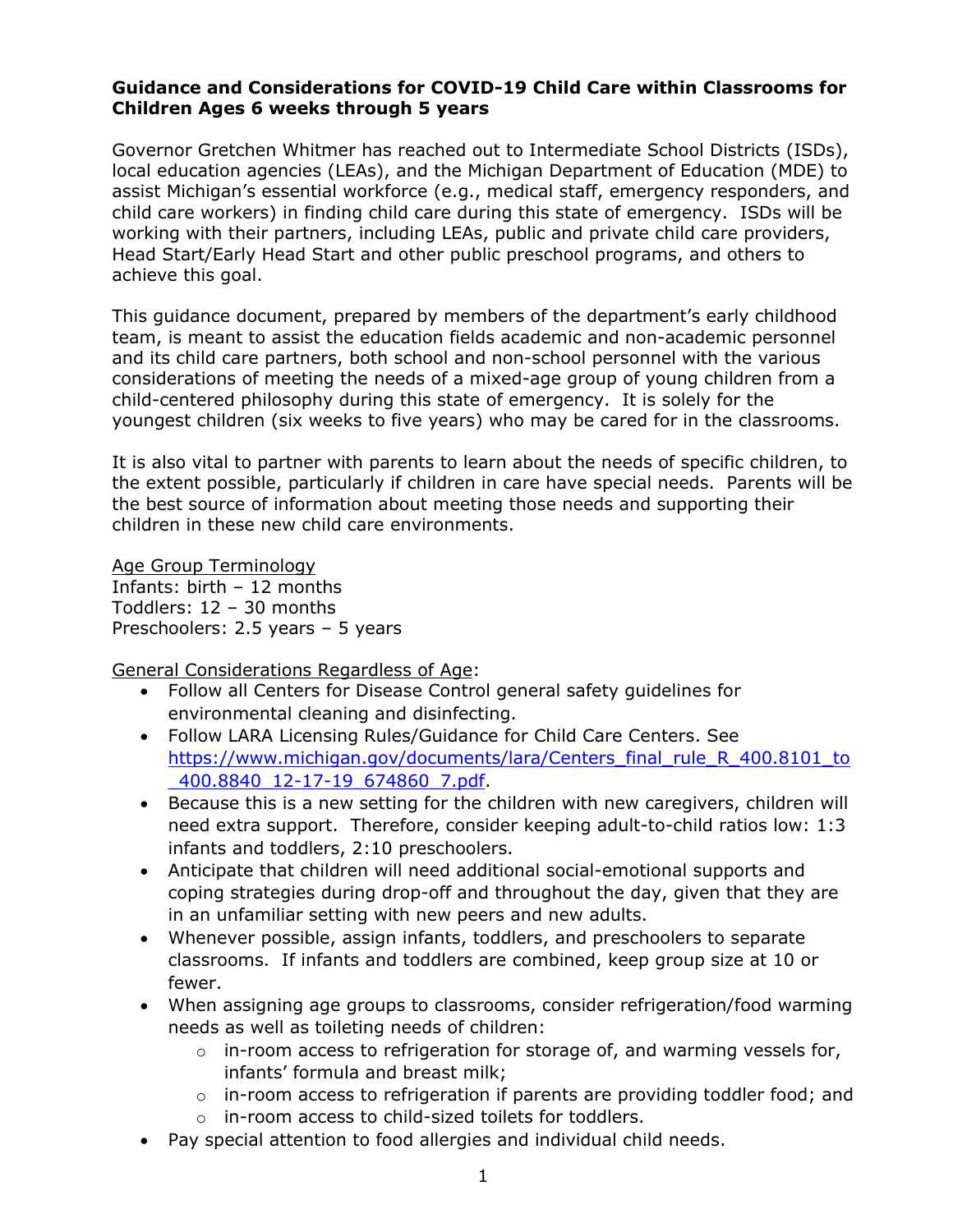**Guidance and Considerations for COVID-19 Child Care within Classrooms for Children Ages 6 weeks through 5 years**

Governor Gretchen Whitmer has reached out to Intermediate School Districts (ISDs), local education agencies (LEAs), and the Michigan Department of Education (MDE) to assist Michigan's essential workforce (e.g., medical staff, emergency responders, and child care workers) in finding child care during this state of emergency. ISDs will be working with their partners, including LEAs, public and private child care providers, Head Start/Early Head Start and other public preschool programs, and others to achieve this goal.

This guidance document, prepared by members of the department's early childhood team, is meant to assist the education fields academic and non-academic personnel and its child care partners, both school and non-school personnel with the various considerations of meeting the needs of a mixed-age group of young children from a child-centered philosophy during this state of emergency. It is solely for the youngest children (six weeks to five years) who may be cared for in the classrooms.

It is also vital to partner with parents to learn about the needs of specific children, to the extent possible, particularly if children in care have special needs. Parents will be the best source of information about meeting those needs and supporting their children in these new child care environments.

Age Group Terminology
Infants: birth – 12 months
Toddlers: 12 – 30 months
Preschoolers: 2.5 years – 5 years

General Considerations Regardless of Age:

- Follow all Centers for Disease Control general safety guidelines for environmental cleaning and disinfecting.
- Follow LARA Licensing Rules/Guidance for Child Care Centers. See https://www.michigan.gov/documents/lara/Centers_final_rule_R_400.8101_to_400.8840_12-17-19_674860_7.pdf.
- Because this is a new setting for the children with new caregivers, children will need extra support. Therefore, consider keeping adult-to-child ratios low: 1:3 infants and toddlers, 2:10 preschoolers.
- Anticipate that children will need additional social-emotional supports and coping strategies during drop-off and throughout the day, given that they are in an unfamiliar setting with new peers and new adults.
- Whenever possible, assign infants, toddlers, and preschoolers to separate classrooms. If infants and toddlers are combined, keep group size at 10 or fewer.
- When assigning age groups to classrooms, consider refrigeration/food warming needs as well as toileting needs of children:
    - in-room access to refrigeration for storage of, and warming vessels for, infants' formula and breast milk;
    - in-room access to refrigeration if parents are providing toddler food; and
    - in-room access to child-sized toilets for toddlers.
- Pay special attention to food allergies and individual child needs.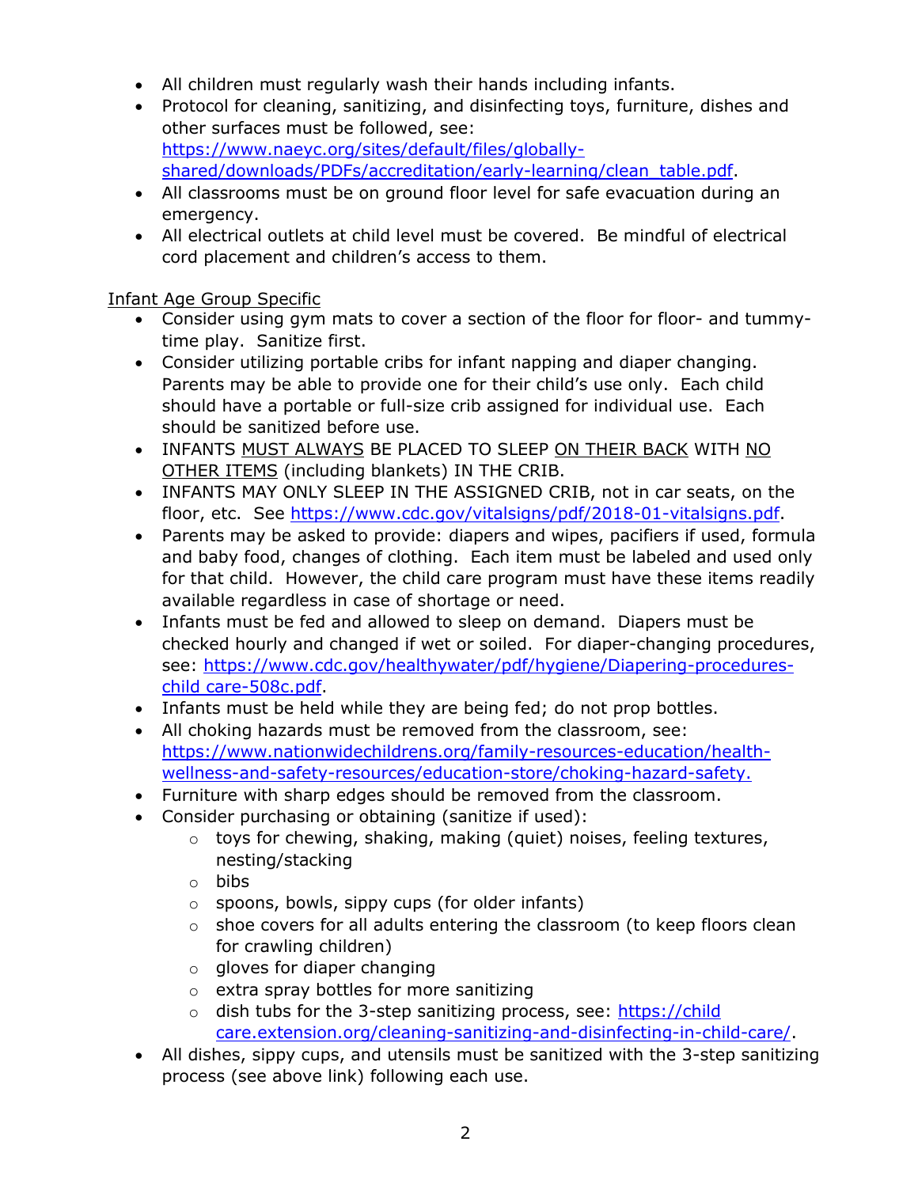- All children must regularly wash their hands including infants.
- Protocol for cleaning, sanitizing, and disinfecting toys, furniture, dishes and other surfaces must be followed, see: [https://www.naeyc.org/sites/default/files/globally-shared/downloads/PDFs/accreditation/early-learning/clean_table.pdf](https://www.naeyc.org/sites/default/files/globally-shared/downloads/PDFs/accreditation/early-learning/clean_table.pdf).
- All classrooms must be on ground floor level for safe evacuation during an emergency.
- All electrical outlets at child level must be covered. Be mindful of electrical cord placement and children's access to them.

<u>Infant Age Group Specific</u>

- Consider using gym mats to cover a section of the floor for floor- and tummy-time play. Sanitize first.
- Consider utilizing portable cribs for infant napping and diaper changing. Parents may be able to provide one for their child's use only. Each child should have a portable or full-size crib assigned for individual use. Each should be sanitized before use.
- INFANTS <u>MUST ALWAYS</u> BE PLACED TO SLEEP <u>ON THEIR BACK</u> WITH <u>NO OTHER ITEMS</u> (including blankets) IN THE CRIB.
- INFANTS MAY ONLY SLEEP IN THE ASSIGNED CRIB, not in car seats, on the floor, etc. See [https://www.cdc.gov/vitalsigns/pdf/2018-01-vitalsigns.pdf](https://www.cdc.gov/vitalsigns/pdf/2018-01-vitalsigns.pdf).
- Parents may be asked to provide: diapers and wipes, pacifiers if used, formula and baby food, changes of clothing. Each item must be labeled and used only for that child. However, the child care program must have these items readily available regardless in case of shortage or need.
- Infants must be fed and allowed to sleep on demand. Diapers must be checked hourly and changed if wet or soiled. For diaper-changing procedures, see: [https://www.cdc.gov/healthywater/pdf/hygiene/Diapering-procedures-child care-508c.pdf](https://www.cdc.gov/healthywater/pdf/hygiene/Diapering-procedures-childcare-508c.pdf).
- Infants must be held while they are being fed; do not prop bottles.
- All choking hazards must be removed from the classroom, see: [https://www.nationwidechildrens.org/family-resources-education/health-wellness-and-safety-resources/education-store/choking-hazard-safety.](https://www.nationwidechildrens.org/family-resources-education/health-wellness-and-safety-resources/education-store/choking-hazard-safety)
- Furniture with sharp edges should be removed from the classroom.
- Consider purchasing or obtaining (sanitize if used):
  - toys for chewing, shaking, making (quiet) noises, feeling textures, nesting/stacking
  - bibs
  - spoons, bowls, sippy cups (for older infants)
  - shoe covers for all adults entering the classroom (to keep floors clean for crawling children)
  - gloves for diaper changing
  - extra spray bottles for more sanitizing
  - dish tubs for the 3-step sanitizing process, see: [https://child care.extension.org/cleaning-sanitizing-and-disinfecting-in-child-care/](https://childcare.extension.org/cleaning-sanitizing-and-disinfecting-in-child-care/).
- All dishes, sippy cups, and utensils must be sanitized with the 3-step sanitizing process (see above link) following each use.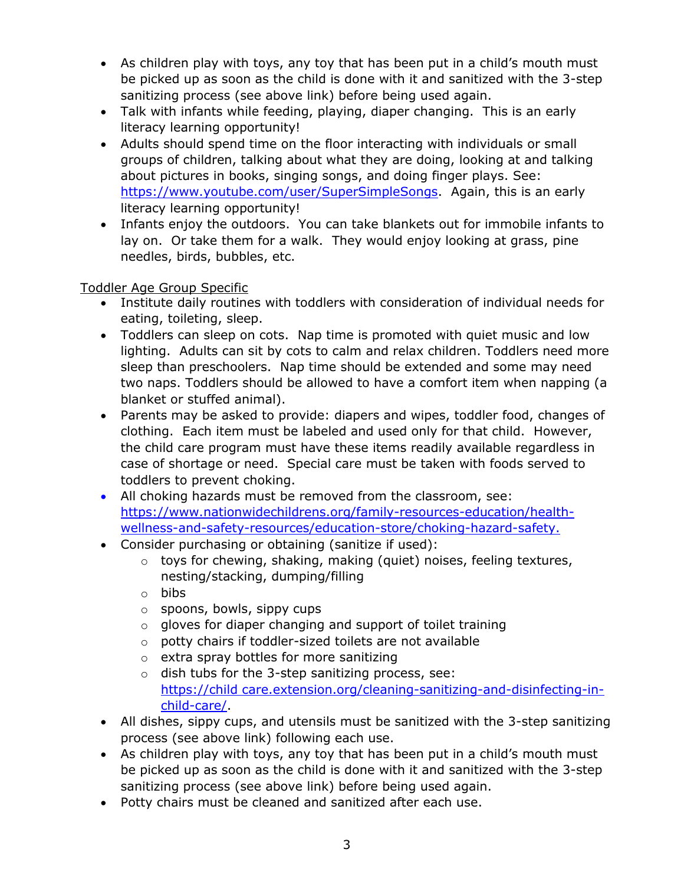- As children play with toys, any toy that has been put in a child's mouth must be picked up as soon as the child is done with it and sanitized with the 3-step sanitizing process (see above link) before being used again.
- Talk with infants while feeding, playing, diaper changing. This is an early literacy learning opportunity!
- Adults should spend time on the floor interacting with individuals or small groups of children, talking about what they are doing, looking at and talking about pictures in books, singing songs, and doing finger plays. See: [https://www.youtube.com/user/SuperSimpleSongs](https://www.youtube.com/user/SuperSimpleSongs). Again, this is an early literacy learning opportunity!
- Infants enjoy the outdoors. You can take blankets out for immobile infants to lay on. Or take them for a walk. They would enjoy looking at grass, pine needles, birds, bubbles, etc.

<u>Toddler Age Group Specific</u>

- Institute daily routines with toddlers with consideration of individual needs for eating, toileting, sleep.
- Toddlers can sleep on cots. Nap time is promoted with quiet music and low lighting. Adults can sit by cots to calm and relax children. Toddlers need more sleep than preschoolers. Nap time should be extended and some may need two naps. Toddlers should be allowed to have a comfort item when napping (a blanket or stuffed animal).
- Parents may be asked to provide: diapers and wipes, toddler food, changes of clothing. Each item must be labeled and used only for that child. However, the child care program must have these items readily available regardless in case of shortage or need. Special care must be taken with foods served to toddlers to prevent choking.
- All choking hazards must be removed from the classroom, see: [https://www.nationwidechildrens.org/family-resources-education/health-wellness-and-safety-resources/education-store/choking-hazard-safety.](https://www.nationwidechildrens.org/family-resources-education/health-wellness-and-safety-resources/education-store/choking-hazard-safety)
- Consider purchasing or obtaining (sanitize if used):
  - toys for chewing, shaking, making (quiet) noises, feeling textures, nesting/stacking, dumping/filling
  - bibs
  - spoons, bowls, sippy cups
  - gloves for diaper changing and support of toilet training
  - potty chairs if toddler-sized toilets are not available
  - extra spray bottles for more sanitizing
  - dish tubs for the 3-step sanitizing process, see: [https://child care.extension.org/cleaning-sanitizing-and-disinfecting-in-child-care/](https://childcare.extension.org/cleaning-sanitizing-and-disinfecting-in-child-care/).
- All dishes, sippy cups, and utensils must be sanitized with the 3-step sanitizing process (see above link) following each use.
- As children play with toys, any toy that has been put in a child's mouth must be picked up as soon as the child is done with it and sanitized with the 3-step sanitizing process (see above link) before being used again.
- Potty chairs must be cleaned and sanitized after each use.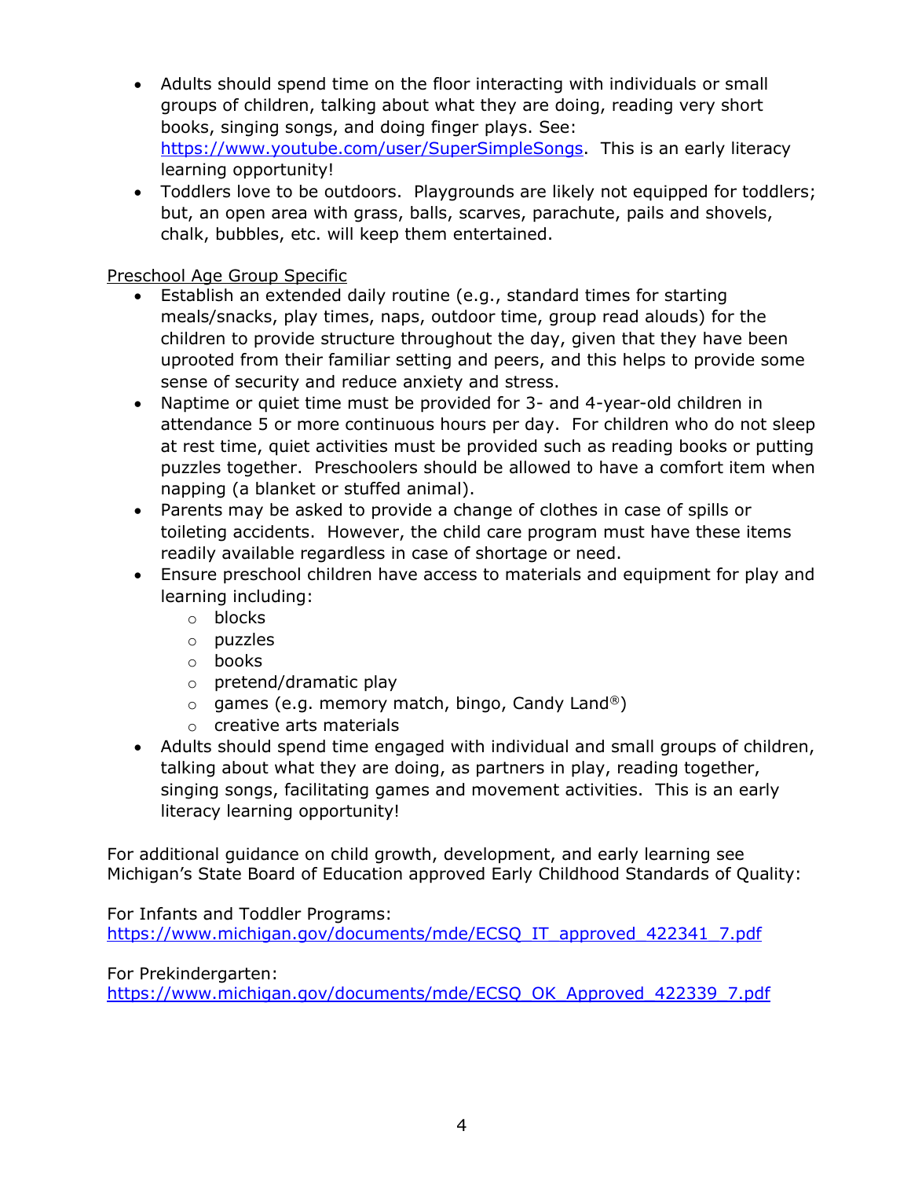- Adults should spend time on the floor interacting with individuals or small groups of children, talking about what they are doing, reading very short books, singing songs, and doing finger plays. See: https://www.youtube.com/user/SuperSimpleSongs. This is an early literacy learning opportunity!
- Toddlers love to be outdoors. Playgrounds are likely not equipped for toddlers; but, an open area with grass, balls, scarves, parachute, pails and shovels, chalk, bubbles, etc. will keep them entertained.

<u>Preschool Age Group Specific</u>

- Establish an extended daily routine (e.g., standard times for starting meals/snacks, play times, naps, outdoor time, group read alouds) for the children to provide structure throughout the day, given that they have been uprooted from their familiar setting and peers, and this helps to provide some sense of security and reduce anxiety and stress.
- Naptime or quiet time must be provided for 3- and 4-year-old children in attendance 5 or more continuous hours per day. For children who do not sleep at rest time, quiet activities must be provided such as reading books or putting puzzles together. Preschoolers should be allowed to have a comfort item when napping (a blanket or stuffed animal).
- Parents may be asked to provide a change of clothes in case of spills or toileting accidents. However, the child care program must have these items readily available regardless in case of shortage or need.
- Ensure preschool children have access to materials and equipment for play and learning including:
  - blocks
  - puzzles
  - books
  - pretend/dramatic play
  - games (e.g. memory match, bingo, Candy Land®)
  - creative arts materials
- Adults should spend time engaged with individual and small groups of children, talking about what they are doing, as partners in play, reading together, singing songs, facilitating games and movement activities. This is an early literacy learning opportunity!

For additional guidance on child growth, development, and early learning see Michigan's State Board of Education approved Early Childhood Standards of Quality:

For Infants and Toddler Programs:
https://www.michigan.gov/documents/mde/ECSQ_IT_approved_422341_7.pdf

For Prekindergarten:
https://www.michigan.gov/documents/mde/ECSQ_OK_Approved_422339_7.pdf